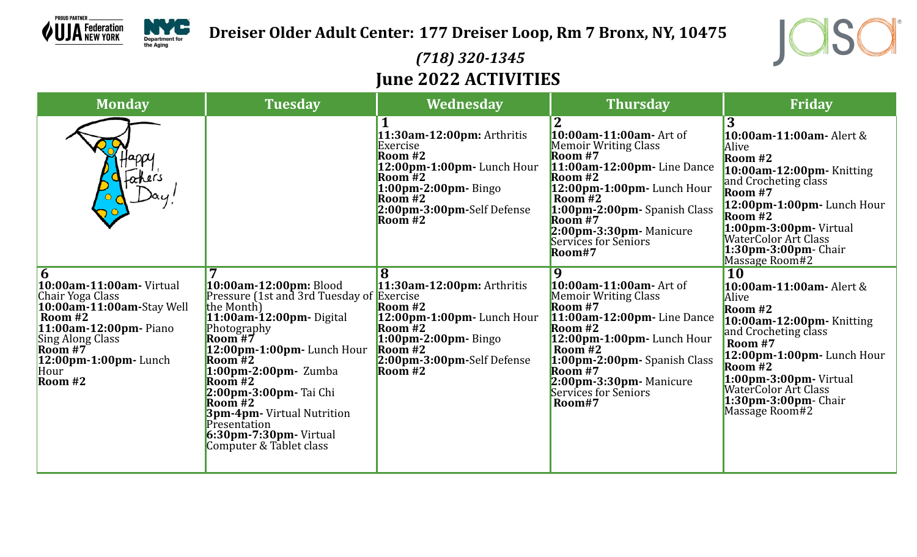**Dreiser Older Adult Center: 177 Dreiser Loop, Rm 7 Bronx, NY, 10475**

*(718) 320-1345*

# June 2022 ACTIVITIES

| Monday | Tuesday | Wednesday | Thursday | Friday |
|---|---|---|---|---|
| Happy Father's Day! | | **1**<br>**11:30am-12:00pm:** Arthritis Exercise<br>**Room #2**<br>**12:00pm-1:00pm-** Lunch Hour<br>**Room #2**<br>**1:00pm-2:00pm-** Bingo<br>**Room #2**<br>**2:00pm-3:00pm-**Self Defense<br>**Room #2** | **2**<br>**10:00am-11:00am-** Art of Memoir Writing Class<br>**Room #7**<br>**11:00am-12:00pm-** Line Dance<br>**Room #2**<br>**12:00pm-1:00pm-** Lunch Hour<br>**Room #2**<br>**1:00pm-2:00pm-** Spanish Class<br>**Room #7**<br>**2:00pm-3:30pm-** Manicure Services for Seniors<br>**Room#7** | **3**<br>**10:00am-11:00am-** Alert & Alive<br>**Room #2**<br>**10:00am-12:00pm-** Knitting and Crocheting class<br>**Room #7**<br>**12:00pm-1:00pm-** Lunch Hour<br>**Room #2**<br>**1:00pm-3:00pm-** Virtual WaterColor Art Class<br>**1:30pm-3:00pm**- Chair Massage Room#2 |
| **6**<br>**10:00am-11:00am-** Virtual Chair Yoga Class<br>**10:00am-11:00am-**Stay Well<br>**Room #2**<br>**11:00am-12:00pm-** Piano Sing Along Class<br>**Room #7**<br>**12:00pm-1:00pm-** Lunch Hour<br>**Room #2** | **7**<br>**10:00am-12:00pm:** Blood Pressure (1st and 3rd Tuesday of the Month)<br>**11:00am-12:00pm-** Digital Photography<br>**Room #7**<br>**12:00pm-1:00pm-** Lunch Hour<br>**Room #2**<br>**1:00pm-2:00pm-** Zumba<br>**Room #2**<br>**2:00pm-3:00pm-** Tai Chi<br>**Room #2**<br>**3pm-4pm-** Virtual Nutrition Presentation<br>**6:30pm-7:30pm-** Virtual Computer & Tablet class | **8**<br>**11:30am-12:00pm:** Arthritis Exercise<br>**Room #2**<br>**12:00pm-1:00pm-** Lunch Hour<br>**Room #2**<br>**1:00pm-2:00pm-** Bingo<br>**Room #2**<br>**2:00pm-3:00pm-**Self Defense<br>**Room #2** | **9**<br>**10:00am-11:00am-** Art of Memoir Writing Class<br>**Room #7**<br>**11:00am-12:00pm-** Line Dance<br>**Room #2**<br>**12:00pm-1:00pm-** Lunch Hour<br>**Room #2**<br>**1:00pm-2:00pm-** Spanish Class<br>**Room #7**<br>**2:00pm-3:30pm-** Manicure Services for Seniors<br>**Room#7** | **10**<br>**10:00am-11:00am-** Alert & Alive<br>**Room #2**<br>**10:00am-12:00pm-** Knitting and Crocheting class<br>**Room #7**<br>**12:00pm-1:00pm-** Lunch Hour<br>**Room #2**<br>**1:00pm-3:00pm-** Virtual WaterColor Art Class<br>**1:30pm-3:00pm**- Chair Massage Room#2 |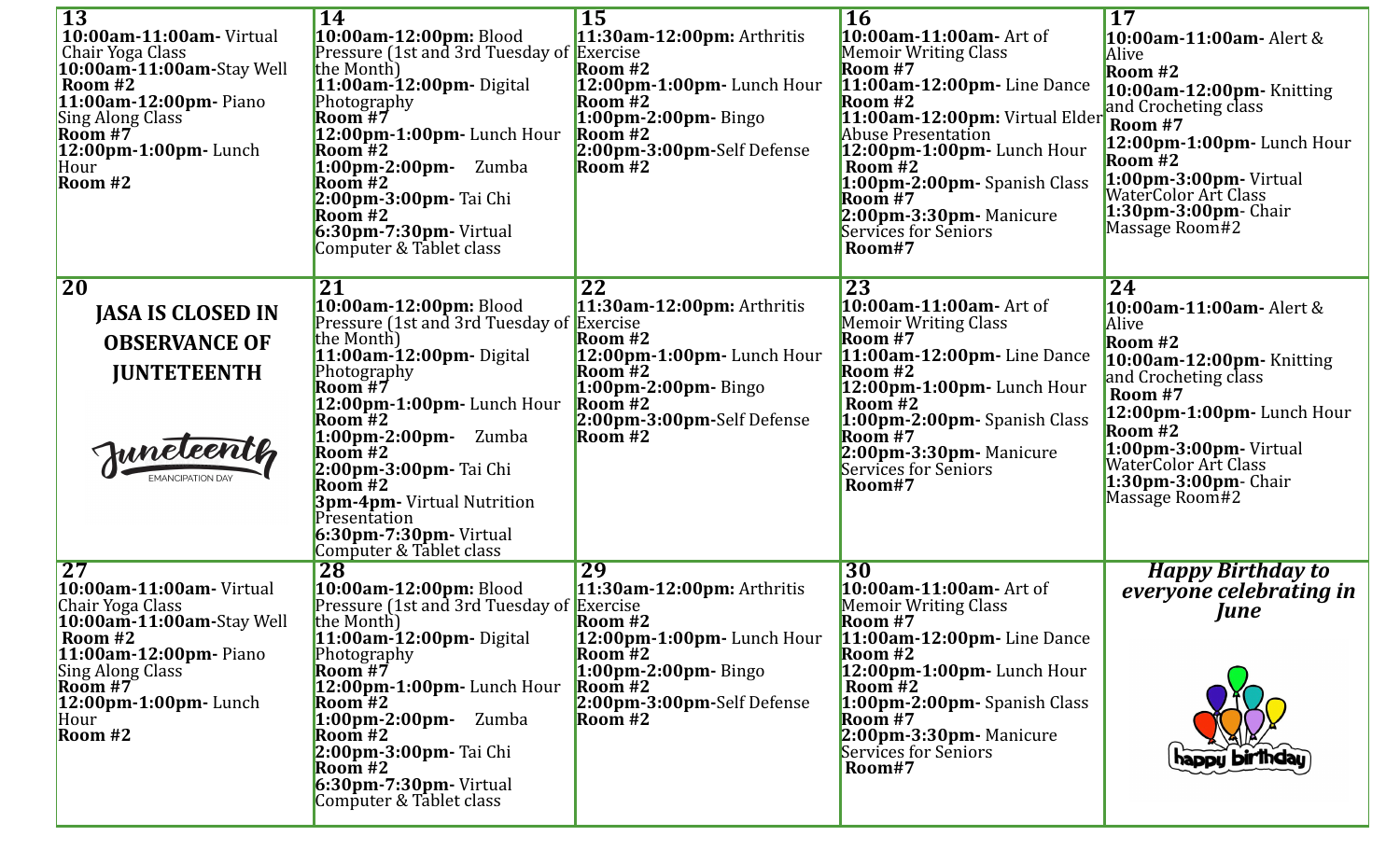| 13 | 14 | 15 | 16 | 17 |
|---|---|---|---|---|
| **10:00am-11:00am-** Virtual Chair Yoga Class<br>**10:00am-11:00am-**Stay Well<br>**Room #2**<br>**11:00am-12:00pm-** Piano Sing Along Class<br>**Room #7**<br>**12:00pm-1:00pm-** Lunch Hour<br>**Room #2** | **10:00am-12:00pm:** Blood Pressure (1st and 3rd Tuesday of the Month)<br>**11:00am-12:00pm-** Digital Photography<br>**Room #7**<br>**12:00pm-1:00pm-** Lunch Hour<br>**Room #2**<br>**1:00pm-2:00pm-** Zumba<br>**Room #2**<br>**2:00pm-3:00pm-** Tai Chi<br>**Room #2**<br>**6:30pm-7:30pm-** Virtual Computer & Tablet class | **11:30am-12:00pm:** Arthritis Exercise<br>**Room #2**<br>**12:00pm-1:00pm-** Lunch Hour<br>**Room #2**<br>**1:00pm-2:00pm-** Bingo<br>**Room #2**<br>**2:00pm-3:00pm-**Self Defense<br>**Room #2** | **10:00am-11:00am-** Art of Memoir Writing Class<br>**Room #7**<br>**11:00am-12:00pm-** Line Dance<br>**Room #2**<br>**11:00am-12:00pm:** Virtual Elder Abuse Presentation<br>**12:00pm-1:00pm-** Lunch Hour<br>**Room #2**<br>**1:00pm-2:00pm-** Spanish Class<br>**Room #7**<br>**2:00pm-3:30pm-** Manicure Services for Seniors<br>**Room#7** | **10:00am-11:00am-** Alert & Alive<br>**Room #2**<br>**10:00am-12:00pm-** Knitting and Crocheting class<br>**Room #7**<br>**12:00pm-1:00pm-** Lunch Hour<br>**Room #2**<br>**1:00pm-3:00pm-** Virtual WaterColor Art Class<br>**1:30pm-3:00pm-** Chair Massage Room#2 |
| **20** | **21** | **22** | **23** | **24** |
| **JASA IS CLOSED IN OBSERVANCE OF JUNTEENTH** | **10:00am-12:00pm:** Blood Pressure (1st and 3rd Tuesday of the Month)<br>**11:00am-12:00pm-** Digital Photography<br>**Room #7**<br>**12:00pm-1:00pm-** Lunch Hour<br>**Room #2**<br>**1:00pm-2:00pm-** Zumba<br>**Room #2**<br>**2:00pm-3:00pm-** Tai Chi<br>**Room #2**<br>**3pm-4pm-** Virtual Nutrition Presentation<br>**6:30pm-7:30pm-** Virtual Computer & Tablet class | **11:30am-12:00pm:** Arthritis Exercise<br>**Room #2**<br>**12:00pm-1:00pm-** Lunch Hour<br>**Room #2**<br>**1:00pm-2:00pm-** Bingo<br>**Room #2**<br>**2:00pm-3:00pm-**Self Defense<br>**Room #2** | **10:00am-11:00am-** Art of Memoir Writing Class<br>**Room #7**<br>**11:00am-12:00pm-** Line Dance<br>**Room #2**<br>**12:00pm-1:00pm-** Lunch Hour<br>**Room #2**<br>**1:00pm-2:00pm-** Spanish Class<br>**Room #7**<br>**2:00pm-3:30pm-** Manicure Services for Seniors<br>**Room#7** | **10:00am-11:00am-** Alert & Alive<br>**Room #2**<br>**10:00am-12:00pm-** Knitting and Crocheting class<br>**Room #7**<br>**12:00pm-1:00pm-** Lunch Hour<br>**Room #2**<br>**1:00pm-3:00pm-** Virtual WaterColor Art Class<br>**1:30pm-3:00pm-** Chair Massage Room#2 |
| **27** | **28** | **29** | **30** | |
| **10:00am-11:00am-** Virtual Chair Yoga Class<br>**10:00am-11:00am-**Stay Well<br>**Room #2**<br>**11:00am-12:00pm-** Piano Sing Along Class<br>**Room #7**<br>**12:00pm-1:00pm-** Lunch Hour<br>**Room #2** | **10:00am-12:00pm:** Blood Pressure (1st and 3rd Tuesday of the Month)<br>**11:00am-12:00pm-** Digital Photography<br>**Room #7**<br>**12:00pm-1:00pm-** Lunch Hour<br>**Room #2**<br>**1:00pm-2:00pm-** Zumba<br>**Room #2**<br>**2:00pm-3:00pm-** Tai Chi<br>**Room #2**<br>**6:30pm-7:30pm-** Virtual Computer & Tablet class | **11:30am-12:00pm:** Arthritis Exercise<br>**Room #2**<br>**12:00pm-1:00pm-** Lunch Hour<br>**Room #2**<br>**1:00pm-2:00pm-** Bingo<br>**Room #2**<br>**2:00pm-3:00pm-**Self Defense<br>**Room #2** | **10:00am-11:00am-** Art of Memoir Writing Class<br>**Room #7**<br>**11:00am-12:00pm-** Line Dance<br>**Room #2**<br>**12:00pm-1:00pm-** Lunch Hour<br>**Room #2**<br>**1:00pm-2:00pm-** Spanish Class<br>**Room #7**<br>**2:00pm-3:30pm-** Manicure Services for Seniors<br>**Room#7** | ***Happy Birthday to everyone celebrating in June*** |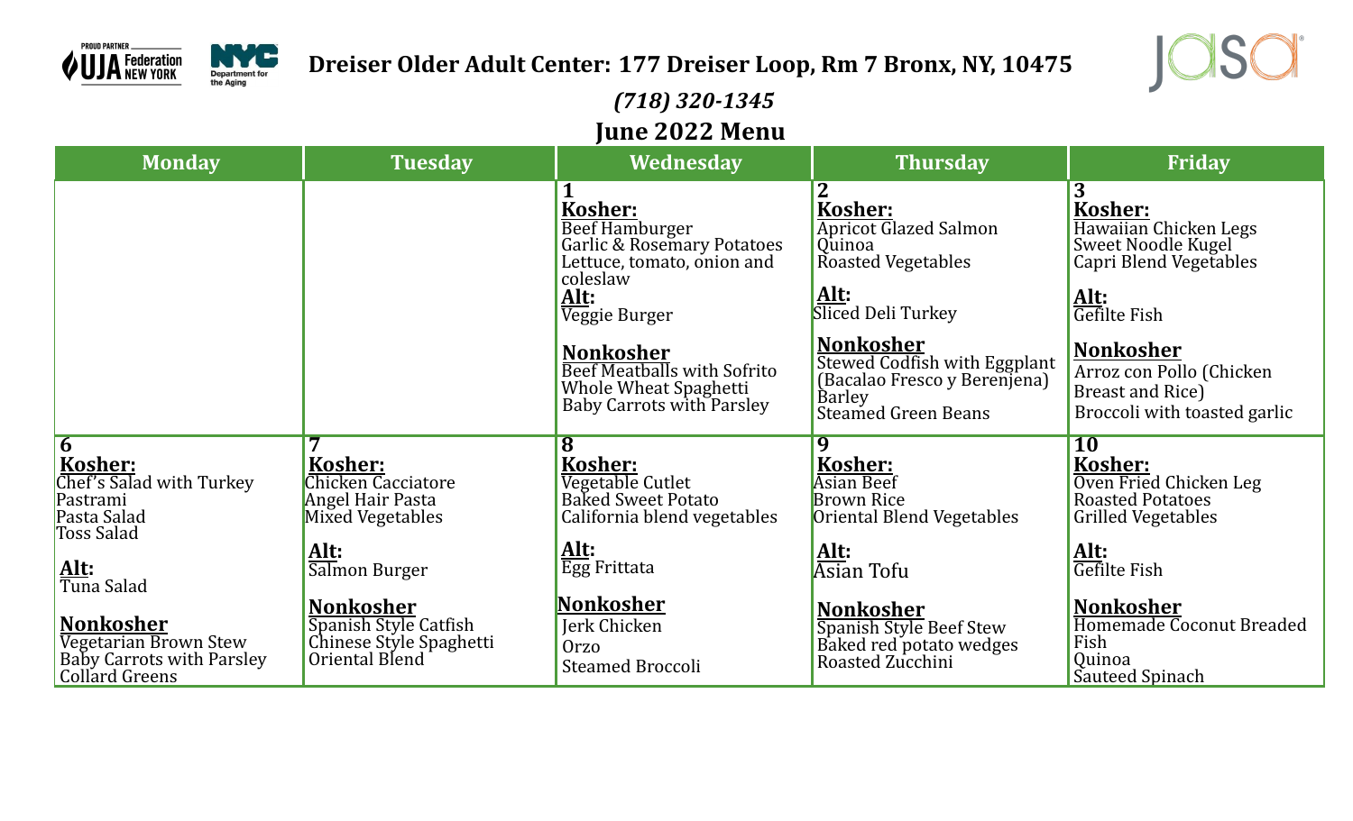# Dreiser Older Adult Center: 177 Dreiser Loop, Rm 7 Bronx, NY, 10475

*(718) 320-1345*

## June 2022 Menu

| Monday | Tuesday | Wednesday | Thursday | Friday |
|---|---|---|---|---|
| | | **1**<br>**Kosher:**<br>Beef Hamburger<br>Garlic & Rosemary Potatoes<br>Lettuce, tomato, onion and coleslaw<br>**Alt:**<br>Veggie Burger<br>**Nonkosher**<br>Beef Meatballs with Sofrito<br>Whole Wheat Spaghetti<br>Baby Carrots with Parsley | **2**<br>**Kosher:**<br>Apricot Glazed Salmon<br>Quinoa<br>Roasted Vegetables<br>**Alt:**<br>Sliced Deli Turkey<br>**Nonkosher**<br>Stewed Codfish with Eggplant (Bacalao Fresco y Berenjena)<br>Barley<br>Steamed Green Beans | **3**<br>**Kosher:**<br>Hawaiian Chicken Legs<br>Sweet Noodle Kugel<br>Capri Blend Vegetables<br>**Alt:**<br>Gefilte Fish<br>**Nonkosher**<br>Arroz con Pollo (Chicken Breast and Rice)<br>Broccoli with toasted garlic |
| **6**<br>**Kosher:**<br>Chef's Salad with Turkey Pastrami<br>Pasta Salad<br>Toss Salad<br>**Alt:**<br>Tuna Salad<br>**Nonkosher**<br>Vegetarian Brown Stew<br>Baby Carrots with Parsley<br>Collard Greens | **7**<br>**Kosher:**<br>Chicken Cacciatore<br>Angel Hair Pasta<br>Mixed Vegetables<br>**Alt:**<br>Salmon Burger<br>**Nonkosher**<br>Spanish Style Catfish<br>Chinese Style Spaghetti<br>Oriental Blend | **8**<br>**Kosher:**<br>Vegetable Cutlet<br>Baked Sweet Potato<br>California blend vegetables<br>**Alt:**<br>Egg Frittata<br>**Nonkosher**<br>Jerk Chicken<br>Orzo<br>Steamed Broccoli | **9**<br>**Kosher:**<br>Asian Beef<br>Brown Rice<br>Oriental Blend Vegetables<br>**Alt:**<br>Asian Tofu<br>**Nonkosher**<br>Spanish Style Beef Stew<br>Baked red potato wedges<br>Roasted Zucchini | **10**<br>**Kosher:**<br>Oven Fried Chicken Leg<br>Roasted Potatoes<br>Grilled Vegetables<br>**Alt:**<br>Gefilte Fish<br>**Nonkosher**<br>Homemade Coconut Breaded Fish<br>Quinoa<br>Sauteed Spinach |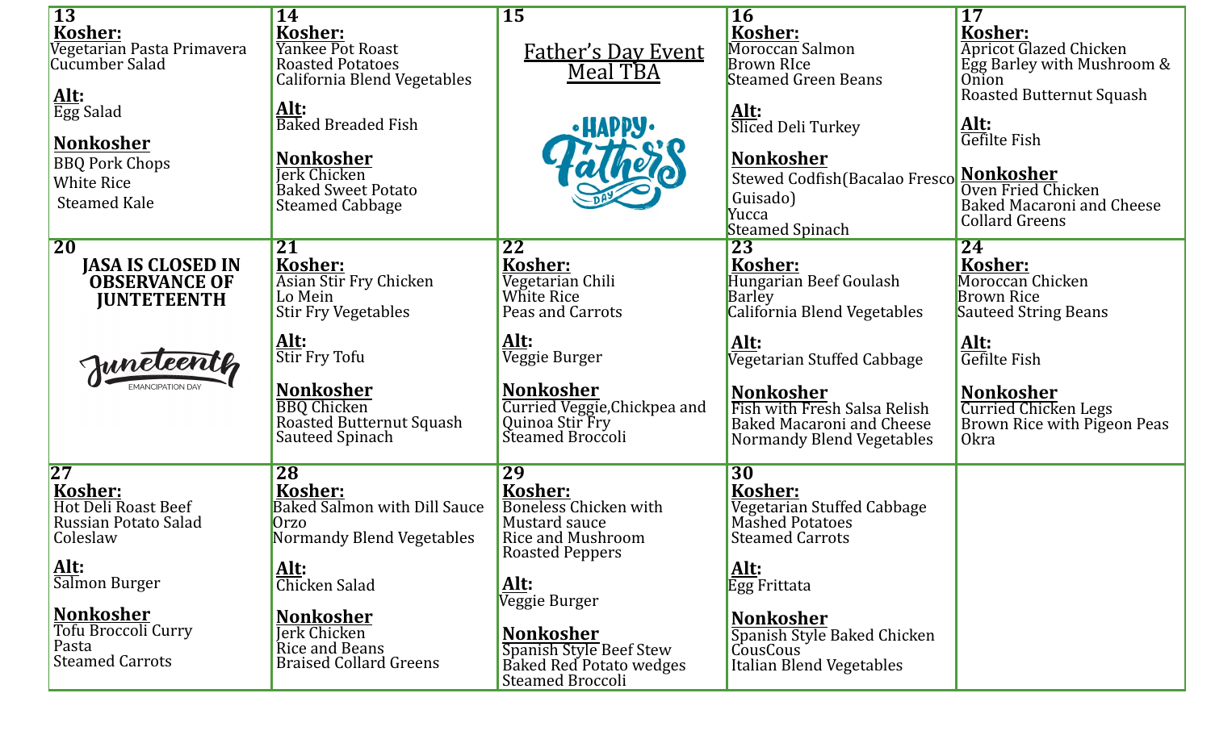| 13 | 14 | 15 | 16 | 17 |
|---|---|---|---|---|
| **Kosher:**<br>Vegetarian Pasta Primavera<br>Cucumber Salad<br><br>**Alt:**<br>Egg Salad<br><br>**Nonkosher**<br>BBQ Pork Chops<br>White Rice<br>Steamed Kale | **Kosher:**<br>Yankee Pot Roast<br>Roasted Potatoes<br>California Blend Vegetables<br><br>**Alt:**<br>Baked Breaded Fish<br><br>**Nonkosher**<br>Jerk Chicken<br>Baked Sweet Potato<br>Steamed Cabbage | Father's Day Event<br>Meal TBA<br><br>HAPPY Father's DAY | **Kosher:**<br>Moroccan Salmon<br>Brown RIce<br>Steamed Green Beans<br><br>**Alt:**<br>Sliced Deli Turkey<br><br>**Nonkosher**<br>Stewed Codfish(Bacalao Fresco Guisado)<br>Yucca<br>Steamed Spinach | **Kosher:**<br>Apricot Glazed Chicken<br>Egg Barley with Mushroom & Onion<br>Roasted Butternut Squash<br><br>**Alt:**<br>Gefilte Fish<br><br>**Nonkosher**<br>Oven Fried Chicken<br>Baked Macaroni and Cheese<br>Collard Greens |
| **20**<br>**JASA IS CLOSED IN OBSERVANCE OF JUNTETEENTH**<br><br>Juneteenth<br>EMANCIPATION DAY | **21**<br>**Kosher:**<br>Asian Stir Fry Chicken<br>Lo Mein<br>Stir Fry Vegetables<br><br>**Alt:**<br>Stir Fry Tofu<br><br>**Nonkosher**<br>BBQ Chicken<br>Roasted Butternut Squash<br>Sauteed Spinach | **22**<br>**Kosher:**<br>Vegetarian Chili<br>White Rice<br>Peas and Carrots<br><br>**Alt:**<br>Veggie Burger<br><br>**Nonkosher**<br>Curried Veggie,Chickpea and Quinoa Stir Fry<br>Steamed Broccoli | **23**<br>**Kosher:**<br>Hungarian Beef Goulash<br>Barley<br>California Blend Vegetables<br><br>**Alt:**<br>Vegetarian Stuffed Cabbage<br><br>**Nonkosher**<br>Fish with Fresh Salsa Relish<br>Baked Macaroni and Cheese<br>Normandy Blend Vegetables | **24**<br>**Kosher:**<br>Moroccan Chicken<br>Brown Rice<br>Sauteed String Beans<br><br>**Alt:**<br>Gefilte Fish<br><br>**Nonkosher**<br>Curried Chicken Legs<br>Brown Rice with Pigeon Peas<br>Okra |
| **27**<br>**Kosher:**<br>Hot Deli Roast Beef<br>Russian Potato Salad<br>Coleslaw<br><br>**Alt:**<br>Salmon Burger<br><br>**Nonkosher**<br>Tofu Broccoli Curry<br>Pasta<br>Steamed Carrots | **28**<br>**Kosher:**<br>Baked Salmon with Dill Sauce<br>Orzo<br>Normandy Blend Vegetables<br><br>**Alt:**<br>Chicken Salad<br><br>**Nonkosher**<br>Jerk Chicken<br>Rice and Beans<br>Braised Collard Greens | **29**<br>**Kosher:**<br>Boneless Chicken with Mustard sauce<br>Rice and Mushroom<br>Roasted Peppers<br><br>**Alt:**<br>Veggie Burger<br><br>**Nonkosher**<br>Spanish Style Beef Stew<br>Baked Red Potato wedges<br>Steamed Broccoli | **30**<br>**Kosher:**<br>Vegetarian Stuffed Cabbage<br>Mashed Potatoes<br>Steamed Carrots<br><br>**Alt:**<br>Egg Frittata<br><br>**Nonkosher**<br>Spanish Style Baked Chicken<br>CousCous<br>Italian Blend Vegetables | |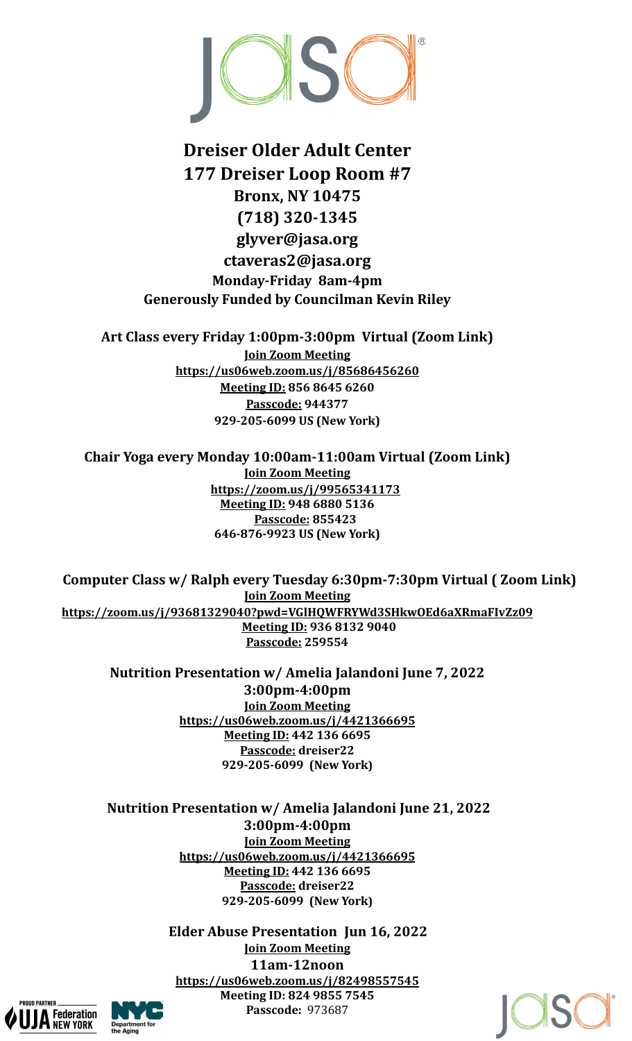# Dreiser Older Adult Center

## 177 Dreiser Loop Room #7

**Bronx, NY 10475**

**(718) 320-1345**

**glyver@jasa.org**

**ctaveras2@jasa.org**

**Monday-Friday 8am-4pm**

**Generously Funded by Councilman Kevin Riley**

**Art Class every Friday 1:00pm-3:00pm Virtual (Zoom Link)**

**Join Zoom Meeting**
**https://us06web.zoom.us/j/85686456260**
**Meeting ID: 856 8645 6260**
**Passcode: 944377**
**929-205-6099 US (New York)**

**Chair Yoga every Monday 10:00am-11:00am Virtual (Zoom Link)**

**Join Zoom Meeting**
**https://zoom.us/j/99565341173**
**Meeting ID: 948 6880 5136**
**Passcode: 855423**
**646-876-9923 US (New York)**

**Computer Class w/ Ralph every Tuesday 6:30pm-7:30pm Virtual ( Zoom Link)**

**Join Zoom Meeting**
**https://zoom.us/j/93681329040?pwd=VGlHQWFRYWd3SHkwOEd6aXRmaFIvZz09**
**Meeting ID: 936 8132 9040**
**Passcode: 259554**

**Nutrition Presentation w/ Amelia Jalandoni June 7, 2022**
**3:00pm-4:00pm**

**Join Zoom Meeting**
**https://us06web.zoom.us/j/4421366695**
**Meeting ID: 442 136 6695**
**Passcode: dreiser22**
**929-205-6099 (New York)**

**Nutrition Presentation w/ Amelia Jalandoni June 21, 2022**
**3:00pm-4:00pm**

**Join Zoom Meeting**
**https://us06web.zoom.us/j/4421366695**
**Meeting ID: 442 136 6695**
**Passcode: dreiser22**
**929-205-6099 (New York)**

**Elder Abuse Presentation Jun 16, 2022**

**Join Zoom Meeting**
**11am-12noon**
**https://us06web.zoom.us/j/82498557545**
**Meeting ID: 824 9855 7545**
**Passcode:** 973687